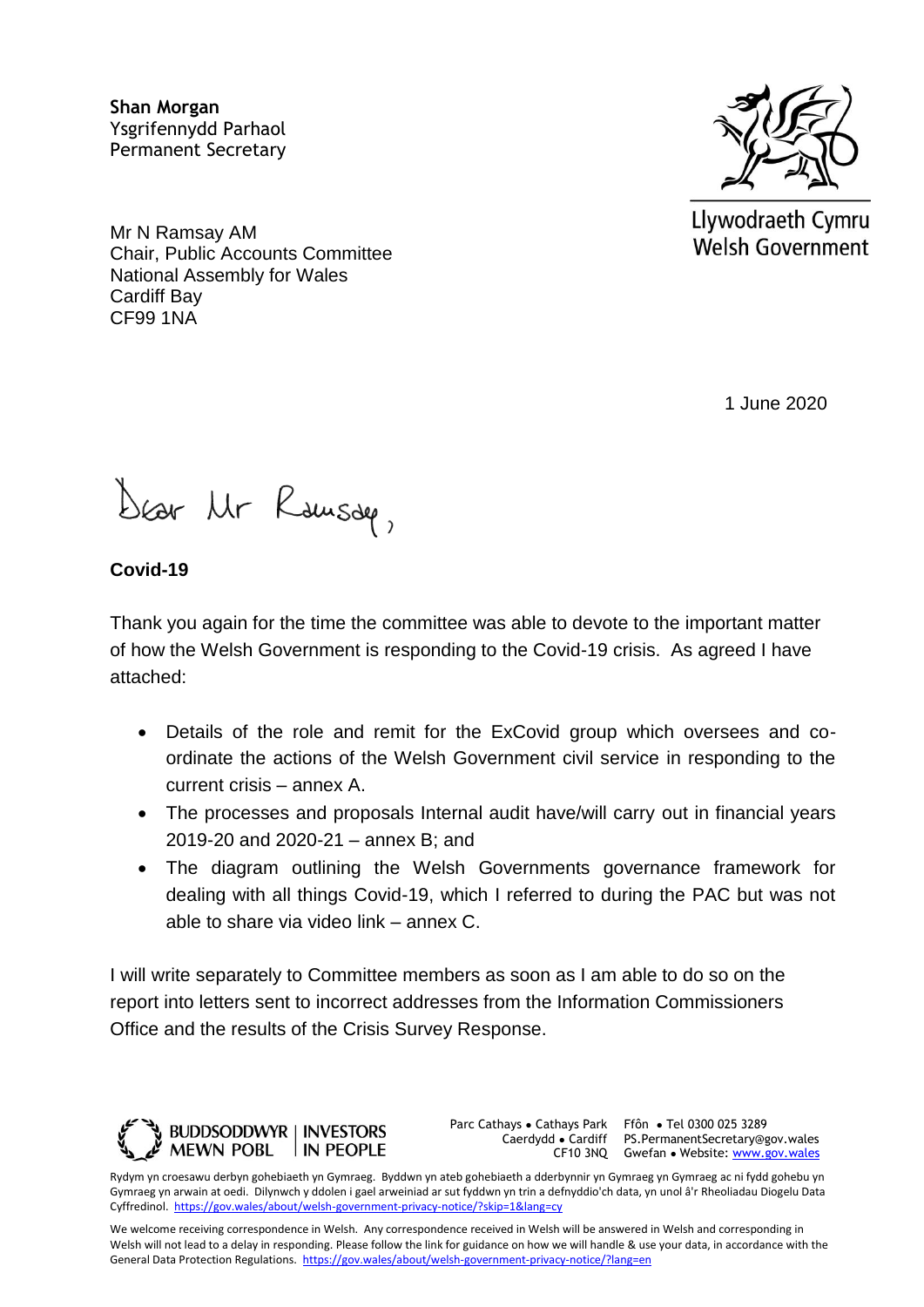**Shan Morgan**
Ysgrifennydd Parhaol
Permanent Secretary

Llywodraeth Cymru
Welsh Government

Mr N Ramsay AM
Chair, Public Accounts Committee
National Assembly for Wales
Cardiff Bay
CF99 1NA

1 June 2020

Dear Mr Ramsay,

**Covid-19**

Thank you again for the time the committee was able to devote to the important matter of how the Welsh Government is responding to the Covid-19 crisis. As agreed I have attached:

- Details of the role and remit for the ExCovid group which oversees and co-ordinate the actions of the Welsh Government civil service in responding to the current crisis – annex A.
- The processes and proposals Internal audit have/will carry out in financial years 2019-20 and 2020-21 – annex B; and
- The diagram outlining the Welsh Governments governance framework for dealing with all things Covid-19, which I referred to during the PAC but was not able to share via video link – annex C.

I will write separately to Committee members as soon as I am able to do so on the report into letters sent to incorrect addresses from the Information Commissioners Office and the results of the Crisis Survey Response.

BUDDSODDWYR MEWN POBL | INVESTORS IN PEOPLE

Parc Cathays • Cathays Park
Caerdydd • Cardiff
CF10 3NQ

Ffôn • Tel 0300 025 3289
PS.PermanentSecretary@gov.wales
Gwefan • Website: www.gov.wales

Rydym yn croesawu derbyn gohebiaeth yn Gymraeg. Byddwn yn ateb gohebiaeth a dderbynnir yn Gymraeg yn Gymraeg ac ni fydd gohebu yn Gymraeg yn arwain at oedi. Dilynwch y ddolen i gael arweiniad ar sut fyddwn yn trin a defnyddio'ch data, yn unol â'r Rheoliadau Diogelu Data Cyffredinol. https://gov.wales/about/welsh-government-privacy-notice/?skip=1&lang=cy

We welcome receiving correspondence in Welsh. Any correspondence received in Welsh will be answered in Welsh and corresponding in Welsh will not lead to a delay in responding. Please follow the link for guidance on how we will handle & use your data, in accordance with the General Data Protection Regulations. https://gov.wales/about/welsh-government-privacy-notice/?lang=en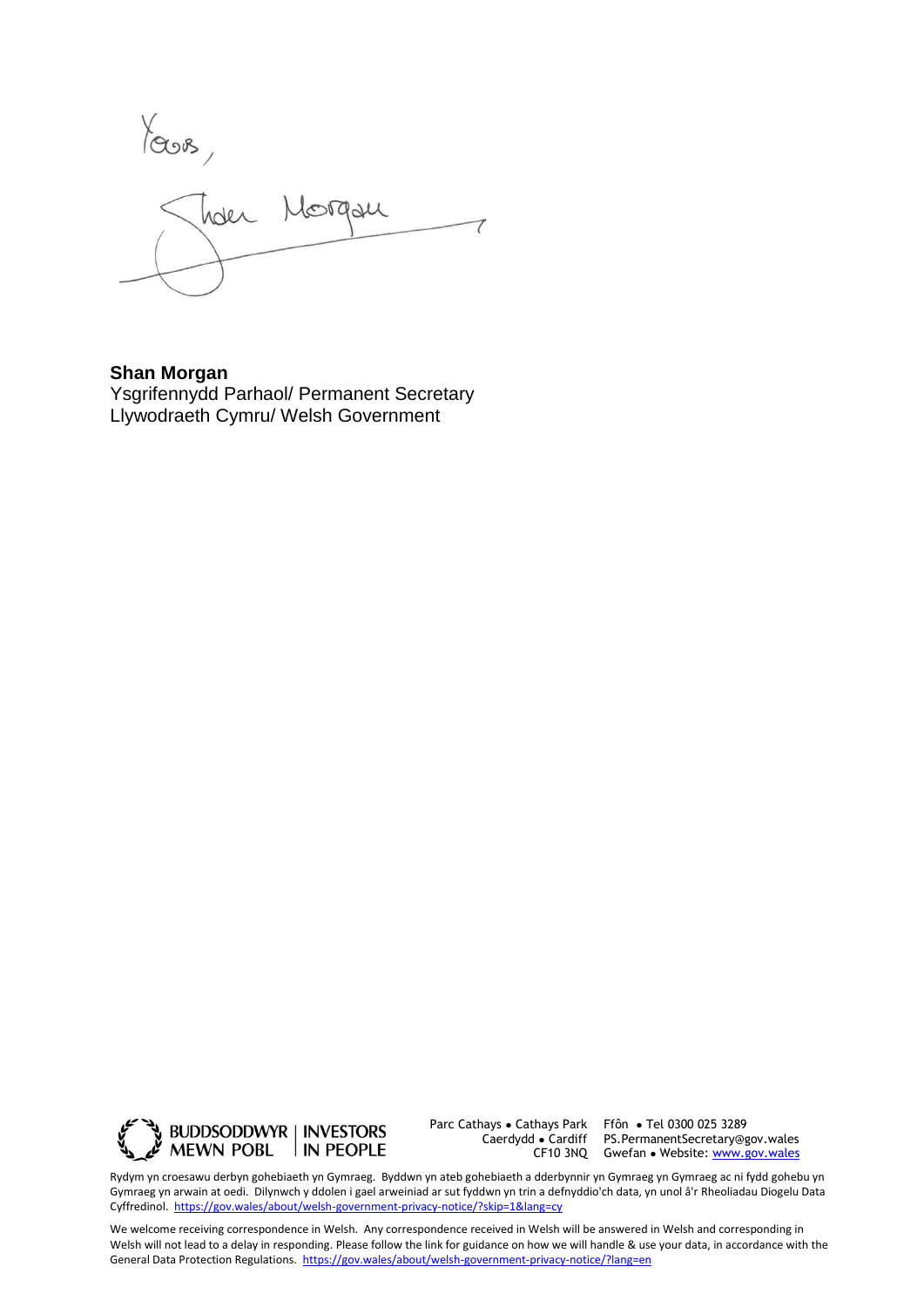Yours,

Shan Morgan

**Shan Morgan**
Ysgrifennydd Parhaol/ Permanent Secretary
Llywodraeth Cymru/ Welsh Government

BUDDSODDWYR MEWN POBL | INVESTORS IN PEOPLE

Parc Cathays • Cathays Park
Caerdydd • Cardiff
CF10 3NQ

Ffôn • Tel 0300 025 3289
PS.PermanentSecretary@gov.wales
Gwefan • Website: www.gov.wales

Rydym yn croesawu derbyn gohebiaeth yn Gymraeg. Byddwn yn ateb gohebiaeth a dderbynnir yn Gymraeg yn Gymraeg ac ni fydd gohebu yn Gymraeg yn arwain at oedi. Dilynwch y ddolen i gael arweiniad ar sut fyddwn yn trin a defnyddio'ch data, yn unol â'r Rheoliadau Diogelu Data Cyffredinol. https://gov.wales/about/welsh-government-privacy-notice/?skip=1&lang=cy

We welcome receiving correspondence in Welsh. Any correspondence received in Welsh will be answered in Welsh and corresponding in Welsh will not lead to a delay in responding. Please follow the link for guidance on how we will handle & use your data, in accordance with the General Data Protection Regulations. https://gov.wales/about/welsh-government-privacy-notice/?lang=en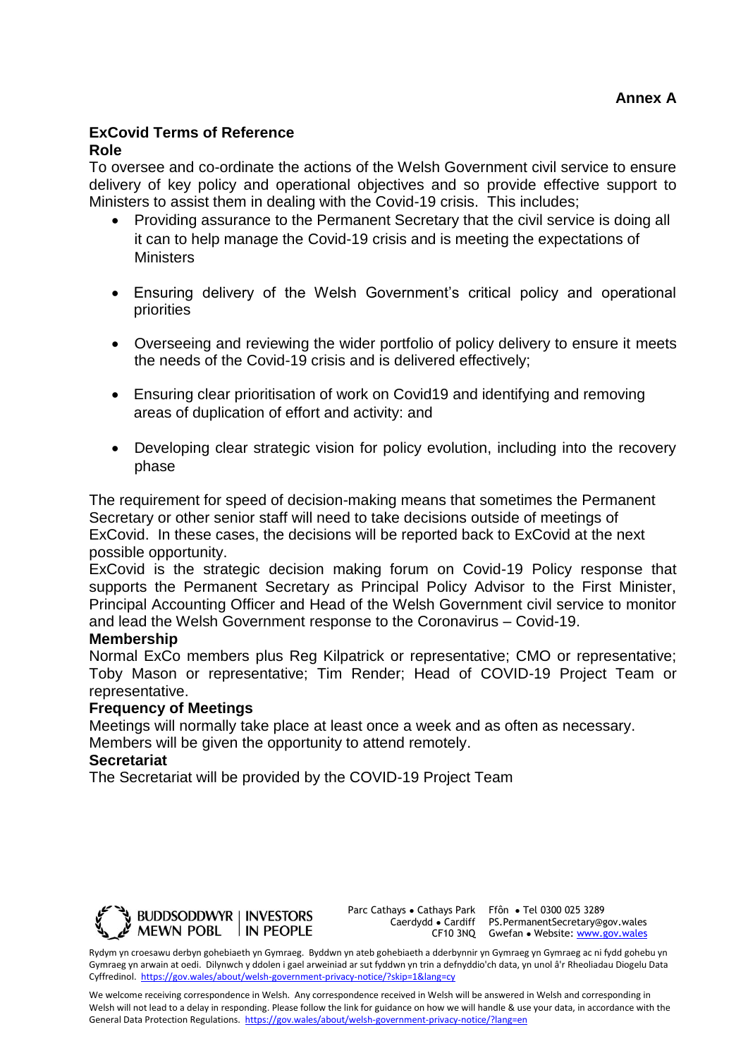**Annex A**

## ExCovid Terms of Reference

### Role

To oversee and co-ordinate the actions of the Welsh Government civil service to ensure delivery of key policy and operational objectives and so provide effective support to Ministers to assist them in dealing with the Covid-19 crisis. This includes;

- Providing assurance to the Permanent Secretary that the civil service is doing all it can to help manage the Covid-19 crisis and is meeting the expectations of Ministers

- Ensuring delivery of the Welsh Government's critical policy and operational priorities

- Overseeing and reviewing the wider portfolio of policy delivery to ensure it meets the needs of the Covid-19 crisis and is delivered effectively;

- Ensuring clear prioritisation of work on Covid19 and identifying and removing areas of duplication of effort and activity: and

- Developing clear strategic vision for policy evolution, including into the recovery phase

The requirement for speed of decision-making means that sometimes the Permanent Secretary or other senior staff will need to take decisions outside of meetings of ExCovid. In these cases, the decisions will be reported back to ExCovid at the next possible opportunity.

ExCovid is the strategic decision making forum on Covid-19 Policy response that supports the Permanent Secretary as Principal Policy Advisor to the First Minister, Principal Accounting Officer and Head of the Welsh Government civil service to monitor and lead the Welsh Government response to the Coronavirus – Covid-19.

### Membership

Normal ExCo members plus Reg Kilpatrick or representative; CMO or representative; Toby Mason or representative; Tim Render; Head of COVID-19 Project Team or representative.

### Frequency of Meetings

Meetings will normally take place at least once a week and as often as necessary. Members will be given the opportunity to attend remotely.

### Secretariat

The Secretariat will be provided by the COVID-19 Project Team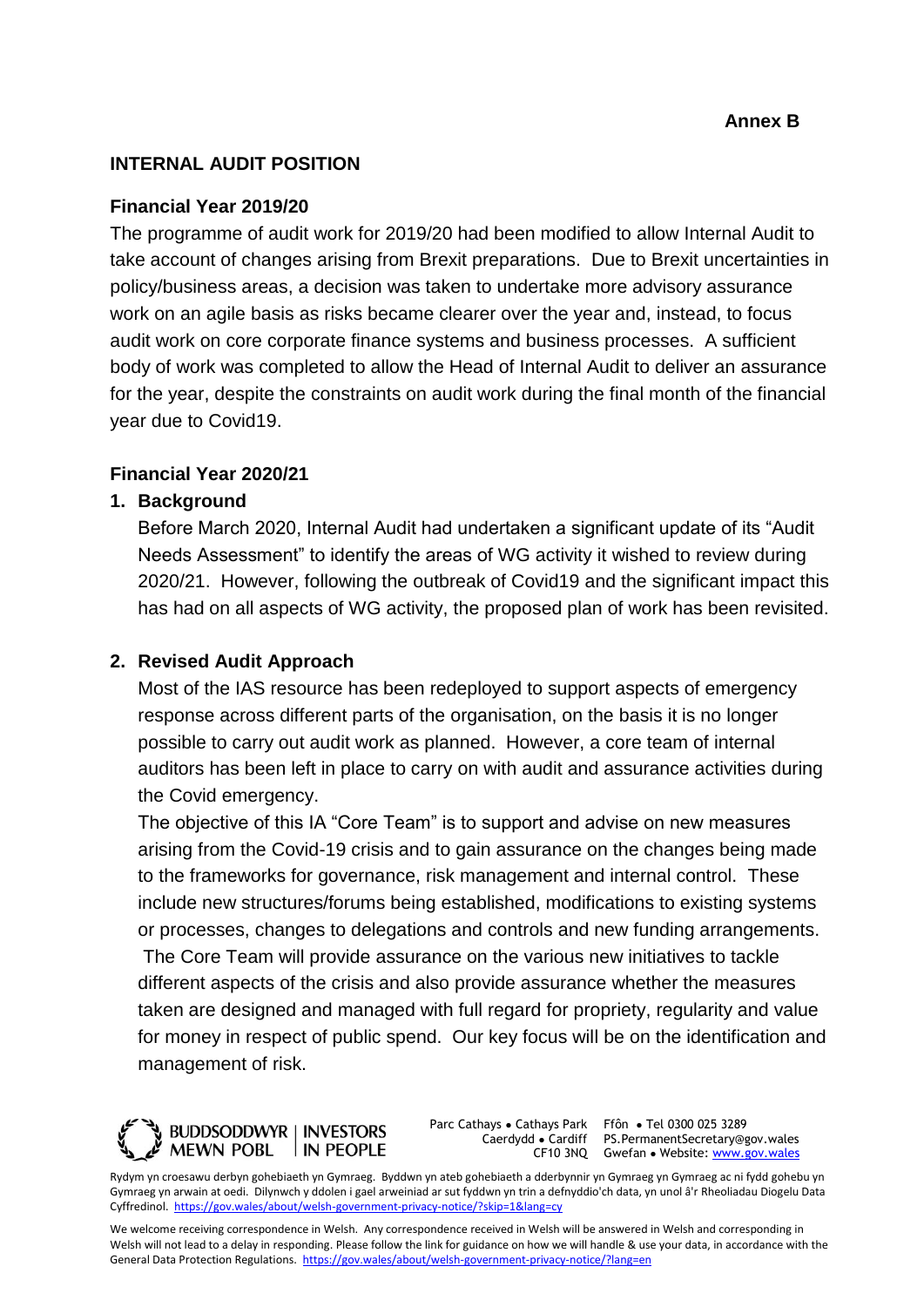**Annex B**

## INTERNAL AUDIT POSITION

### Financial Year 2019/20

The programme of audit work for 2019/20 had been modified to allow Internal Audit to take account of changes arising from Brexit preparations. Due to Brexit uncertainties in policy/business areas, a decision was taken to undertake more advisory assurance work on an agile basis as risks became clearer over the year and, instead, to focus audit work on core corporate finance systems and business processes. A sufficient body of work was completed to allow the Head of Internal Audit to deliver an assurance for the year, despite the constraints on audit work during the final month of the financial year due to Covid19.

### Financial Year 2020/21

1. **Background**

   Before March 2020, Internal Audit had undertaken a significant update of its "Audit Needs Assessment" to identify the areas of WG activity it wished to review during 2020/21. However, following the outbreak of Covid19 and the significant impact this has had on all aspects of WG activity, the proposed plan of work has been revisited.

2. **Revised Audit Approach**

   Most of the IAS resource has been redeployed to support aspects of emergency response across different parts of the organisation, on the basis it is no longer possible to carry out audit work as planned. However, a core team of internal auditors has been left in place to carry on with audit and assurance activities during the Covid emergency.

   The objective of this IA "Core Team" is to support and advise on new measures arising from the Covid-19 crisis and to gain assurance on the changes being made to the frameworks for governance, risk management and internal control. These include new structures/forums being established, modifications to existing systems or processes, changes to delegations and controls and new funding arrangements. The Core Team will provide assurance on the various new initiatives to tackle different aspects of the crisis and also provide assurance whether the measures taken are designed and managed with full regard for propriety, regularity and value for money in respect of public spend. Our key focus will be on the identification and management of risk.

BUDDSODDWYR MEWN POBL | INVESTORS IN PEOPLE

Parc Cathays • Cathays Park
Caerdydd • Cardiff
CF10 3NQ

Ffôn • Tel 0300 025 3289
PS.PermanentSecretary@gov.wales
Gwefan • Website: www.gov.wales

Rydym yn croesawu derbyn gohebiaeth yn Gymraeg. Byddwn yn ateb gohebiaeth a dderbynnir yn Gymraeg yn Gymraeg ac ni fydd gohebu yn Gymraeg yn arwain at oedi. Dilynwch y ddolen i gael arweiniad ar sut fyddwn yn trin a defnyddio'ch data, yn unol â'r Rheoliadau Diogelu Data Cyffredinol. https://gov.wales/about/welsh-government-privacy-notice/?skip=1&lang=cy

We welcome receiving correspondence in Welsh. Any correspondence received in Welsh will be answered in Welsh and corresponding in Welsh will not lead to a delay in responding. Please follow the link for guidance on how we will handle & use your data, in accordance with the General Data Protection Regulations. https://gov.wales/about/welsh-government-privacy-notice/?lang=en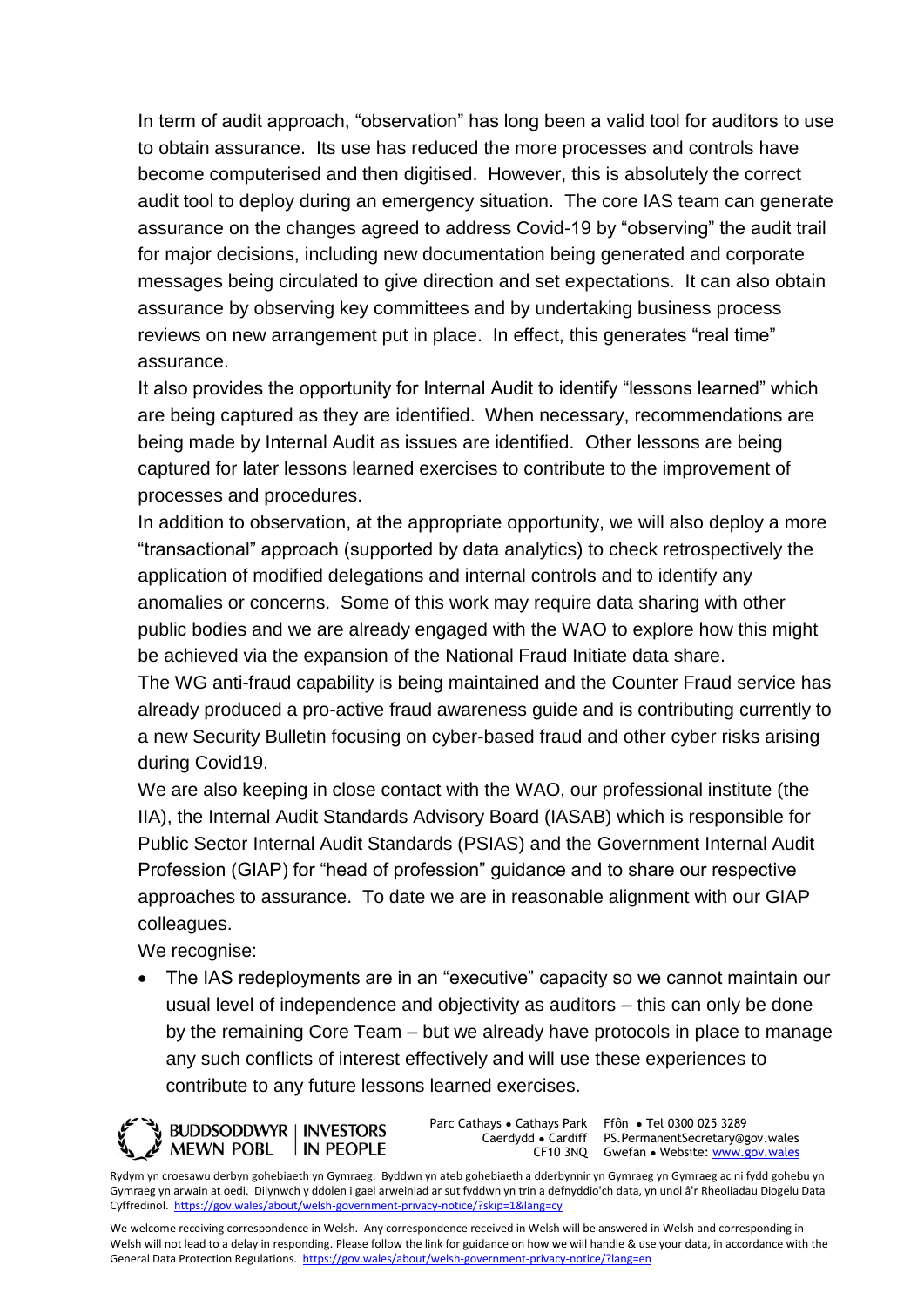In term of audit approach, "observation" has long been a valid tool for auditors to use to obtain assurance. Its use has reduced the more processes and controls have become computerised and then digitised. However, this is absolutely the correct audit tool to deploy during an emergency situation. The core IAS team can generate assurance on the changes agreed to address Covid-19 by "observing" the audit trail for major decisions, including new documentation being generated and corporate messages being circulated to give direction and set expectations. It can also obtain assurance by observing key committees and by undertaking business process reviews on new arrangement put in place. In effect, this generates "real time" assurance.

It also provides the opportunity for Internal Audit to identify "lessons learned" which are being captured as they are identified. When necessary, recommendations are being made by Internal Audit as issues are identified. Other lessons are being captured for later lessons learned exercises to contribute to the improvement of processes and procedures.

In addition to observation, at the appropriate opportunity, we will also deploy a more "transactional" approach (supported by data analytics) to check retrospectively the application of modified delegations and internal controls and to identify any anomalies or concerns. Some of this work may require data sharing with other public bodies and we are already engaged with the WAO to explore how this might be achieved via the expansion of the National Fraud Initiate data share.

The WG anti-fraud capability is being maintained and the Counter Fraud service has already produced a pro-active fraud awareness guide and is contributing currently to a new Security Bulletin focusing on cyber-based fraud and other cyber risks arising during Covid19.

We are also keeping in close contact with the WAO, our professional institute (the IIA), the Internal Audit Standards Advisory Board (IASAB) which is responsible for Public Sector Internal Audit Standards (PSIAS) and the Government Internal Audit Profession (GIAP) for "head of profession" guidance and to share our respective approaches to assurance. To date we are in reasonable alignment with our GIAP colleagues.

We recognise:

- The IAS redeployments are in an "executive" capacity so we cannot maintain our usual level of independence and objectivity as auditors – this can only be done by the remaining Core Team – but we already have protocols in place to manage any such conflicts of interest effectively and will use these experiences to contribute to any future lessons learned exercises.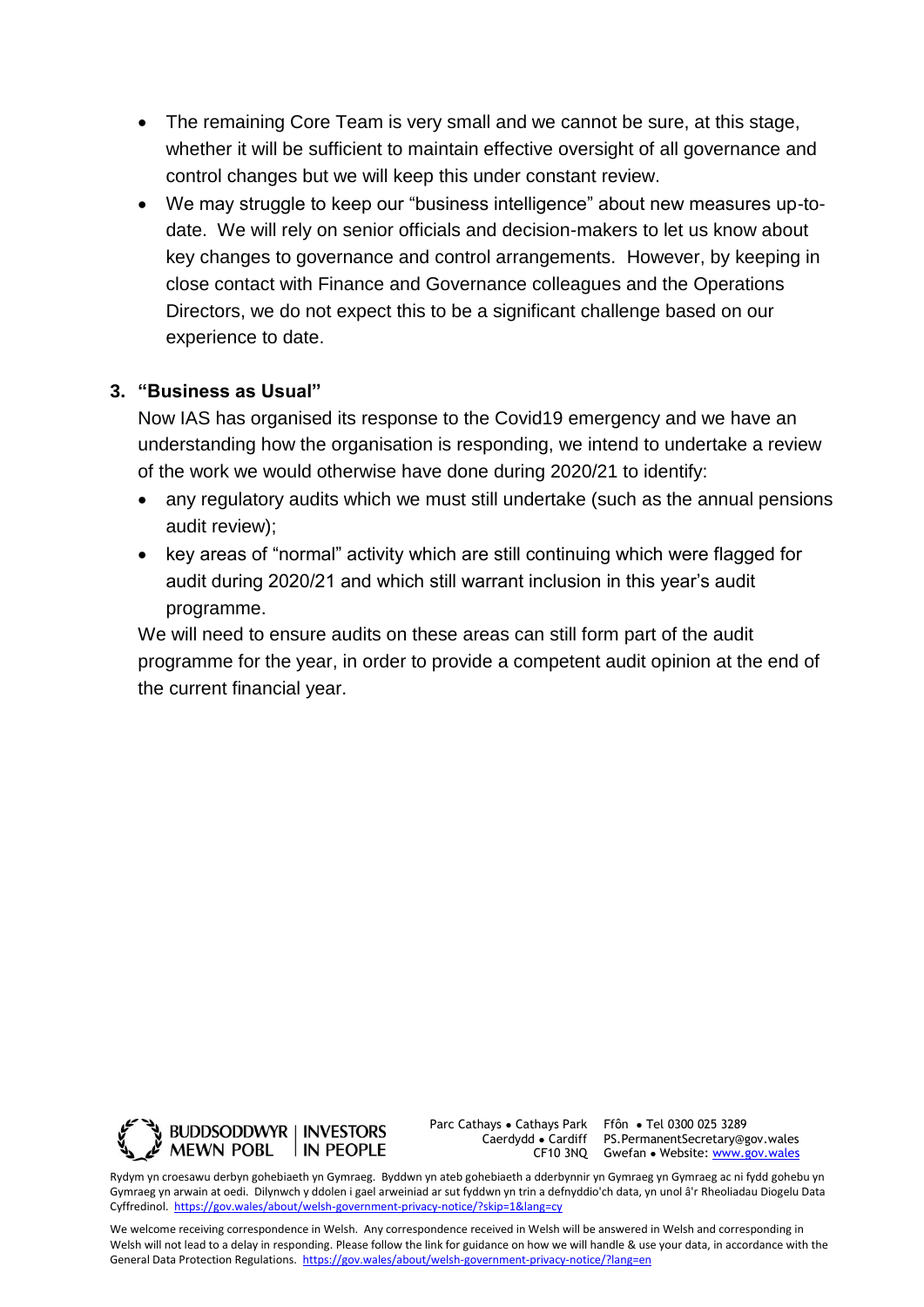- The remaining Core Team is very small and we cannot be sure, at this stage, whether it will be sufficient to maintain effective oversight of all governance and control changes but we will keep this under constant review.
- We may struggle to keep our "business intelligence" about new measures up-to-date. We will rely on senior officials and decision-makers to let us know about key changes to governance and control arrangements. However, by keeping in close contact with Finance and Governance colleagues and the Operations Directors, we do not expect this to be a significant challenge based on our experience to date.

**3. "Business as Usual"**

Now IAS has organised its response to the Covid19 emergency and we have an understanding how the organisation is responding, we intend to undertake a review of the work we would otherwise have done during 2020/21 to identify:

- any regulatory audits which we must still undertake (such as the annual pensions audit review);
- key areas of "normal" activity which are still continuing which were flagged for audit during 2020/21 and which still warrant inclusion in this year's audit programme.

We will need to ensure audits on these areas can still form part of the audit programme for the year, in order to provide a competent audit opinion at the end of the current financial year.